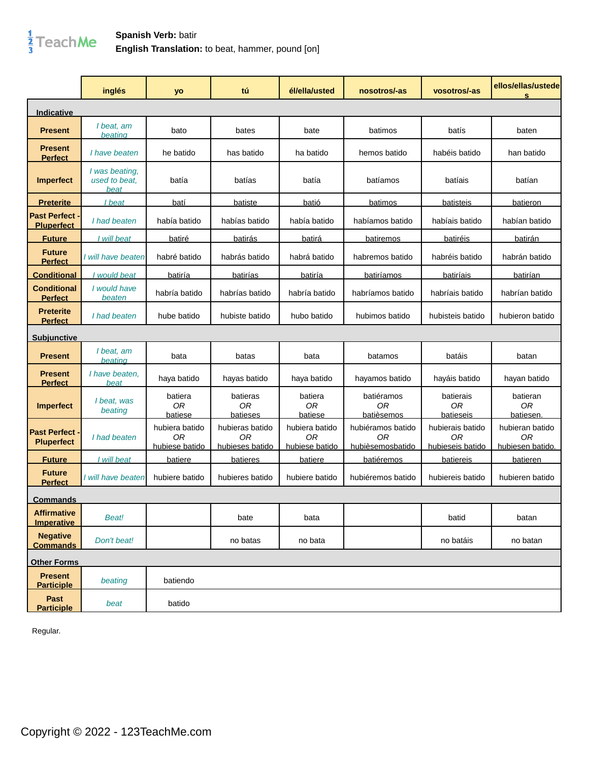**Spanish Verb:** batir
**English Translation:** to beat, hammer, pound [on]

| | inglés | yo | tú | él/ella/usted | nosotros/-as | vosotros/-as | ellos/ellas/ustedes |
|---|---|---|---|---|---|---|---|
| **Indicative** | | | | | | | |
| **Present** | *I beat, am beating* | bato | bates | bate | batimos | batís | baten |
| **Present Perfect** | *I have beaten* | he batido | has batido | ha batido | hemos batido | habéis batido | han batido |
| **Imperfect** | *I was beating, used to beat, beat* | batía | batías | batía | batíamos | batíais | batían |
| **Preterite** | *I beat* | batí | batiste | batió | batimos | batisteis | batieron |
| **Past Perfect - Pluperfect** | *I had beaten* | había batido | habías batido | había batido | habíamos batido | habíais batido | habían batido |
| **Future** | *I will beat* | batiré | batirás | batirá | batiremos | batiréis | batirán |
| **Future Perfect** | *I will have beaten* | habré batido | habrás batido | habrá batido | habremos batido | habréis batido | habrán batido |
| **Conditional** | *I would beat* | batiría | batirías | batiría | batiríamos | batiríais | batirían |
| **Conditional Perfect** | *I would have beaten* | habría batido | habrías batido | habría batido | habríamos batido | habríais batido | habrían batido |
| **Preterite Perfect** | *I had beaten* | hube batido | hubiste batido | hubo batido | hubimos batido | hubisteis batido | hubieron batido |
| **Subjunctive** | | | | | | | |
| **Present** | *I beat, am beating* | bata | batas | bata | batamos | batáis | batan |
| **Present Perfect** | *I have beaten, beat* | haya batido | hayas batido | haya batido | hayamos batido | hayáis batido | hayan batido |
| **Imperfect** | *I beat, was beating* | batiera *OR* batiese | batieras *OR* batieses | batiera *OR* batiese | batiéramos *OR* batièsemos | batierais *OR* batieseis | batieran *OR* batiesen. |
| **Past Perfect - Pluperfect** | *I had beaten* | hubiera batido *OR* hubiese batido | hubieras batido *OR* hubieses batido | hubiera batido *OR* hubiese batido | hubiéramos batido *OR* hubièsemosbatido | hubierais batido *OR* hubieseis batido | hubieran batido *OR* hubiesen batido. |
| **Future** | *I will beat* | batiere | batieres | batiere | batiéremos | batiereis | batieren |
| **Future Perfect** | *I will have beaten* | hubiere batido | hubieres batido | hubiere batido | hubiéremos batido | hubiereis batido | hubieren batido |
| **Commands** | | | | | | | |
| **Affirmative Imperative** | *Beat!* | | bate | bata | | batid | batan |
| **Negative Commands** | *Don't beat!* | | no batas | no bata | | no batáis | no batan |
| **Other Forms** | | | | | | | |
| **Present Participle** | *beating* | batiendo | | | | | |
| **Past Participle** | *beat* | batido | | | | | |

Regular.

Copyright © 2022 - 123TeachMe.com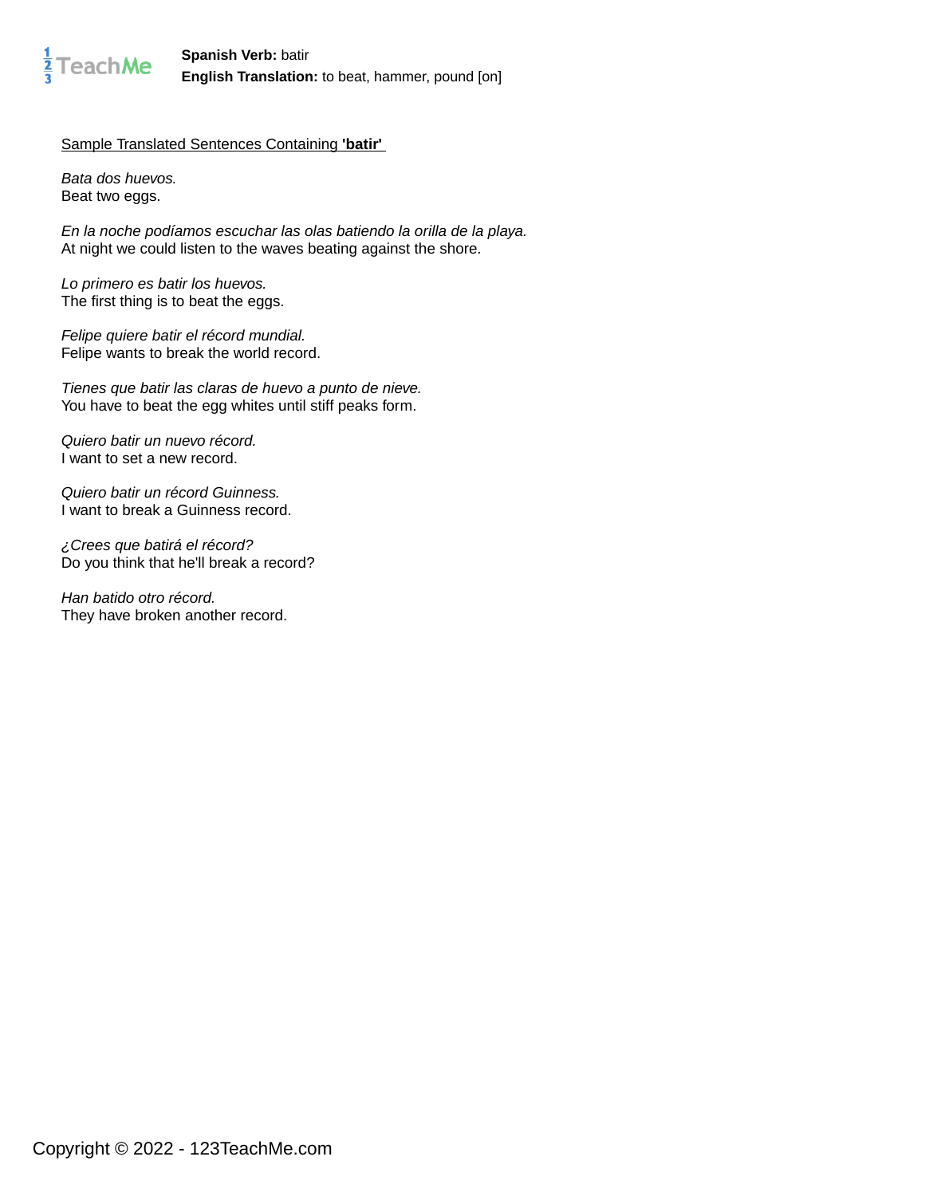**Spanish Verb:** batir
**English Translation:** to beat, hammer, pound [on]

Sample Translated Sentences Containing **'batir'**

*Bata dos huevos.*
Beat two eggs.

*En la noche podíamos escuchar las olas batiendo la orilla de la playa.*
At night we could listen to the waves beating against the shore.

*Lo primero es batir los huevos.*
The first thing is to beat the eggs.

*Felipe quiere batir el récord mundial.*
Felipe wants to break the world record.

*Tienes que batir las claras de huevo a punto de nieve.*
You have to beat the egg whites until stiff peaks form.

*Quiero batir un nuevo récord.*
I want to set a new record.

*Quiero batir un récord Guinness.*
I want to break a Guinness record.

*¿Crees que batirá el récord?*
Do you think that he'll break a record?

*Han batido otro récord.*
They have broken another record.